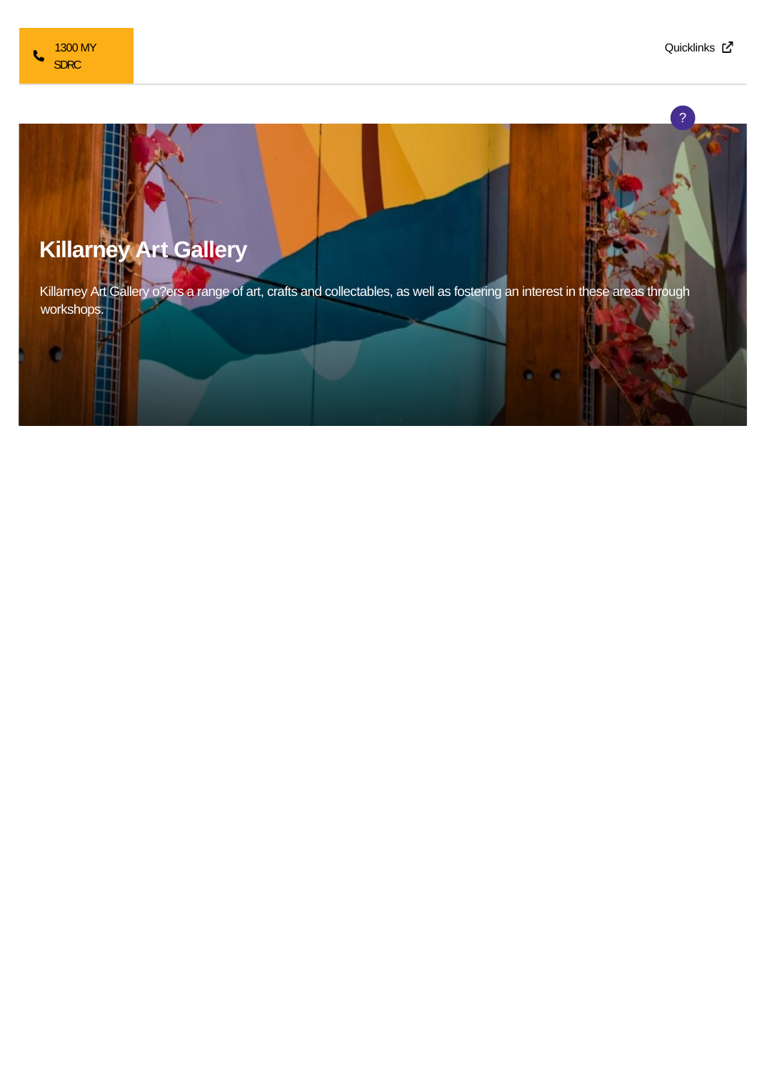1300 MY SDRC

Quicklinks

# Killarney Art Gallery

Killarney Art Gallery o?ers a range of art, crafts and collectables, as well as fostering an interest in these areas through workshops.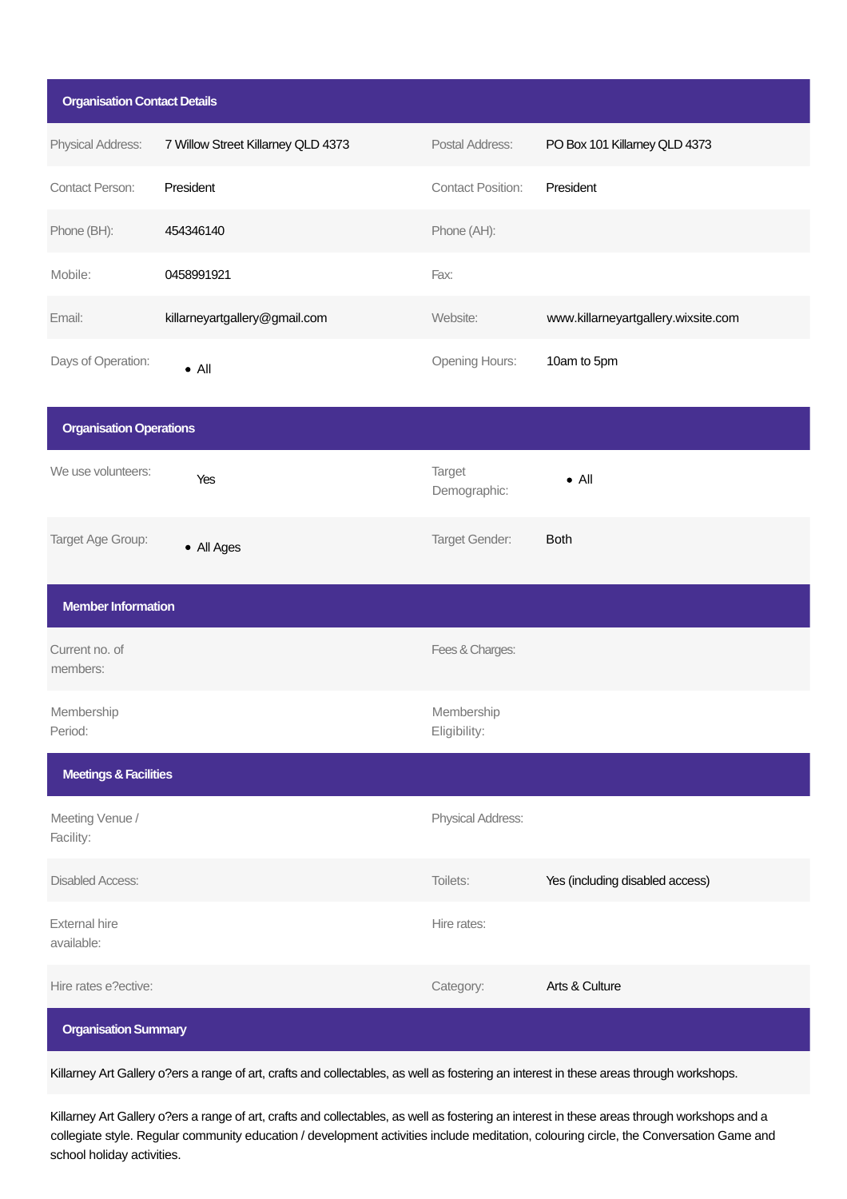## Organisation Contact Details

| | | | |
|---|---|---|---|
| Physical Address: | 7 Willow Street Killarney QLD 4373 | Postal Address: | PO Box 101 Killarney QLD 4373 |
| Contact Person: | President | Contact Position: | President |
| Phone (BH): | 454346140 | Phone (AH): | |
| Mobile: | 0458991921 | Fax: | |
| Email: | killarneyartgallery@gmail.com | Website: | www.killarneyartgallery.wixsite.com |
| Days of Operation: | • All | Opening Hours: | 10am to 5pm |

## Organisation Operations

| | | | |
|---|---|---|---|
| We use volunteers: | Yes | Target Demographic: | • All |
| Target Age Group: | • All Ages | Target Gender: | Both |

## Member Information

| | | | |
|---|---|---|---|
| Current no. of members: | | Fees & Charges: | |
| Membership Period: | | Membership Eligibility: | |

## Meetings & Facilities

| | | | |
|---|---|---|---|
| Meeting Venue / Facility: | | Physical Address: | |
| Disabled Access: | | Toilets: | Yes (including disabled access) |
| External hire available: | | Hire rates: | |
| Hire rates e?ective: | | Category: | Arts & Culture |

## Organisation Summary

Killarney Art Gallery o?ers a range of art, crafts and collectables, as well as fostering an interest in these areas through workshops.

Killarney Art Gallery o?ers a range of art, crafts and collectables, as well as fostering an interest in these areas through workshops and a collegiate style. Regular community education / development activities include meditation, colouring circle, the Conversation Game and school holiday activities.